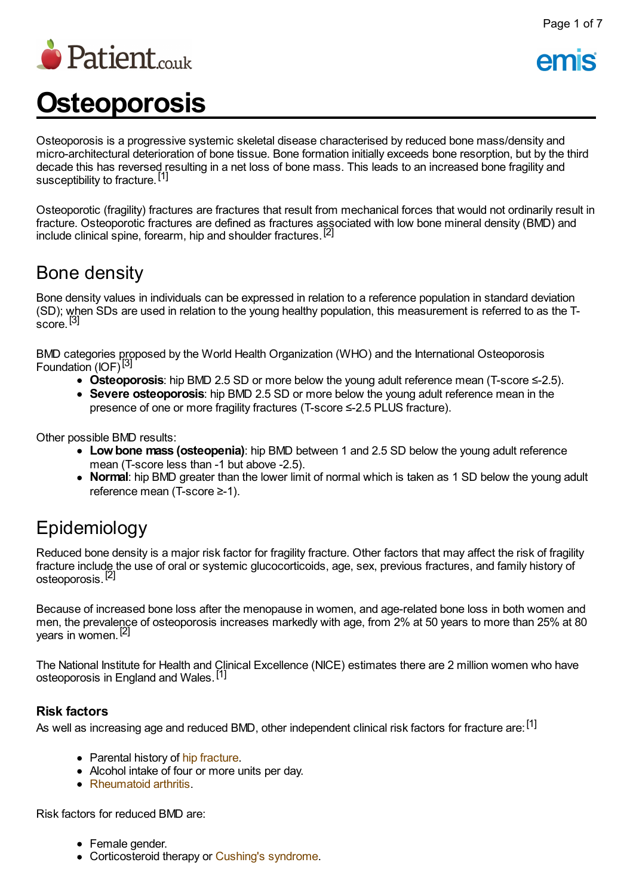# Osteoporosis

Osteoporosis is a progressive systemic skeletal disease characterised by reduced bone mass/density and micro-architectural deterioration of bone tissue. Bone formation initially exceeds bone resorption, but by the third decade this has reversed resulting in a net loss of bone mass. This leads to an increased bone fragility and susceptibility to fracture.[1]

Osteoporotic (fragility) fractures are fractures that result from mechanical forces that would not ordinarily result in fracture. Osteoporotic fractures are defined as fractures associated with low bone mineral density (BMD) and include clinical spine, forearm, hip and shoulder fractures.[2]

## Bone density

Bone density values in individuals can be expressed in relation to a reference population in standard deviation (SD); when SDs are used in relation to the young healthy population, this measurement is referred to as the T-score.[3]

BMD categories proposed by the World Health Organization (WHO) and the International Osteoporosis Foundation (IOF)[3]

- **Osteoporosis**: hip BMD 2.5 SD or more below the young adult reference mean (T-score ≤-2.5).
- **Severe osteoporosis**: hip BMD 2.5 SD or more below the young adult reference mean in the presence of one or more fragility fractures (T-score ≤-2.5 PLUS fracture).

Other possible BMD results:

- **Low bone mass (osteopenia)**: hip BMD between 1 and 2.5 SD below the young adult reference mean (T-score less than -1 but above -2.5).
- **Normal**: hip BMD greater than the lower limit of normal which is taken as 1 SD below the young adult reference mean (T-score ≥-1).

## Epidemiology

Reduced bone density is a major risk factor for fragility fracture. Other factors that may affect the risk of fragility fracture include the use of oral or systemic glucocorticoids, age, sex, previous fractures, and family history of osteoporosis.[2]

Because of increased bone loss after the menopause in women, and age-related bone loss in both women and men, the prevalence of osteoporosis increases markedly with age, from 2% at 50 years to more than 25% at 80 years in women.[2]

The National Institute for Health and Clinical Excellence (NICE) estimates there are 2 million women who have osteoporosis in England and Wales.[1]

### Risk factors

As well as increasing age and reduced BMD, other independent clinical risk factors for fracture are:[1]

- Parental history of hip fracture.
- Alcohol intake of four or more units per day.
- Rheumatoid arthritis.

Risk factors for reduced BMD are:

- Female gender.
- Corticosteroid therapy or Cushing's syndrome.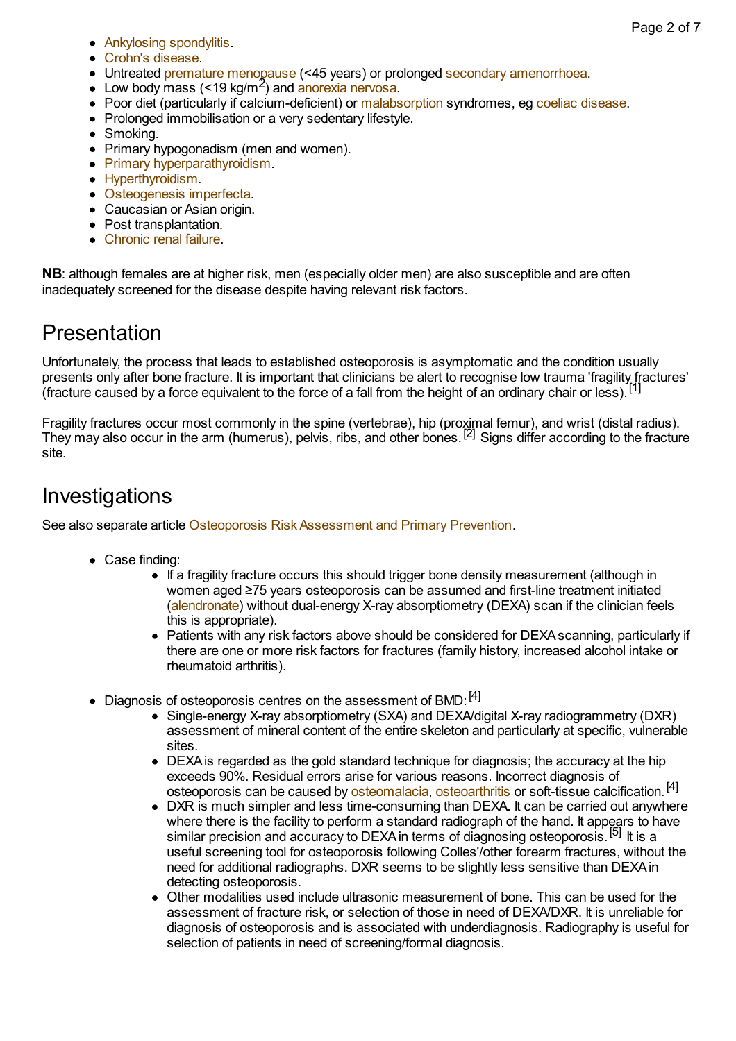- Ankylosing spondylitis.
- Crohn's disease.
- Untreated premature menopause (<45 years) or prolonged secondary amenorrhoea.
- Low body mass (<19 kg/m$^2$) and anorexia nervosa.
- Poor diet (particularly if calcium-deficient) or malabsorption syndromes, eg coeliac disease.
- Prolonged immobilisation or a very sedentary lifestyle.
- Smoking.
- Primary hypogonadism (men and women).
- Primary hyperparathyroidism.
- Hyperthyroidism.
- Osteogenesis imperfecta.
- Caucasian or Asian origin.
- Post transplantation.
- Chronic renal failure.

**NB**: although females are at higher risk, men (especially older men) are also susceptible and are often inadequately screened for the disease despite having relevant risk factors.

## Presentation

Unfortunately, the process that leads to established osteoporosis is asymptomatic and the condition usually presents only after bone fracture. It is important that clinicians be alert to recognise low trauma 'fragility fractures' (fracture caused by a force equivalent to the force of a fall from the height of an ordinary chair or less).[1]

Fragility fractures occur most commonly in the spine (vertebrae), hip (proximal femur), and wrist (distal radius). They may also occur in the arm (humerus), pelvis, ribs, and other bones.[2] Signs differ according to the fracture site.

## Investigations

See also separate article Osteoporosis Risk Assessment and Primary Prevention.

- Case finding:
  - If a fragility fracture occurs this should trigger bone density measurement (although in women aged ≥75 years osteoporosis can be assumed and first-line treatment initiated (alendronate) without dual-energy X-ray absorptiometry (DEXA) scan if the clinician feels this is appropriate).
  - Patients with any risk factors above should be considered for DEXA scanning, particularly if there are one or more risk factors for fractures (family history, increased alcohol intake or rheumatoid arthritis).
- Diagnosis of osteoporosis centres on the assessment of BMD:[4]
  - Single-energy X-ray absorptiometry (SXA) and DEXA/digital X-ray radiogrammetry (DXR) assessment of mineral content of the entire skeleton and particularly at specific, vulnerable sites.
  - DEXA is regarded as the gold standard technique for diagnosis; the accuracy at the hip exceeds 90%. Residual errors arise for various reasons. Incorrect diagnosis of osteoporosis can be caused by osteomalacia, osteoarthritis or soft-tissue calcification.[4]
  - DXR is much simpler and less time-consuming than DEXA. It can be carried out anywhere where there is the facility to perform a standard radiograph of the hand. It appears to have similar precision and accuracy to DEXA in terms of diagnosing osteoporosis.[5] It is a useful screening tool for osteoporosis following Colles'/other forearm fractures, without the need for additional radiographs. DXR seems to be slightly less sensitive than DEXA in detecting osteoporosis.
  - Other modalities used include ultrasonic measurement of bone. This can be used for the assessment of fracture risk, or selection of those in need of DEXA/DXR. It is unreliable for diagnosis of osteoporosis and is associated with underdiagnosis. Radiography is useful for selection of patients in need of screening/formal diagnosis.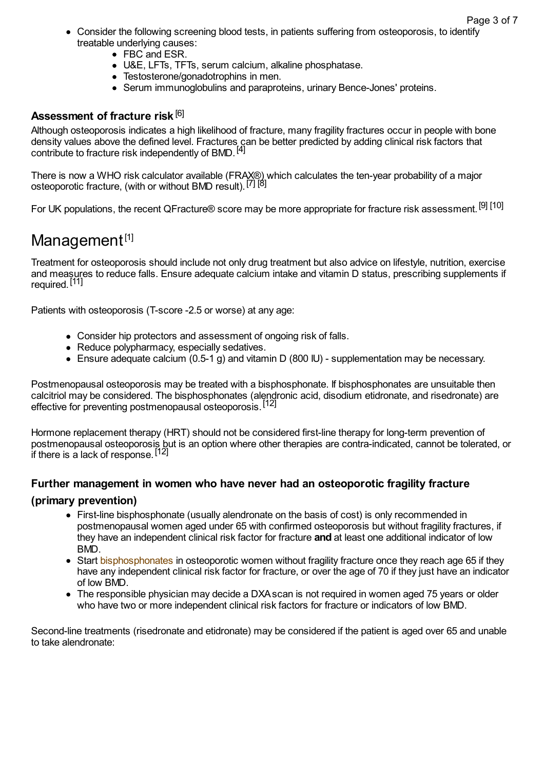- Consider the following screening blood tests, in patients suffering from osteoporosis, to identify treatable underlying causes:
  - FBC and ESR.
  - U&E, LFTs, TFTs, serum calcium, alkaline phosphatase.
  - Testosterone/gonadotrophins in men.
  - Serum immunoglobulins and paraproteins, urinary Bence-Jones' proteins.

### Assessment of fracture risk [6]

Although osteoporosis indicates a high likelihood of fracture, many fragility fractures occur in people with bone density values above the defined level. Fractures can be better predicted by adding clinical risk factors that contribute to fracture risk independently of BMD. [4]

There is now a WHO risk calculator available (FRAX®) which calculates the ten-year probability of a major osteoporotic fracture, (with or without BMD result). [7] [8]

For UK populations, the recent QFracture® score may be more appropriate for fracture risk assessment. [9] [10]

## Management [1]

Treatment for osteoporosis should include not only drug treatment but also advice on lifestyle, nutrition, exercise and measures to reduce falls. Ensure adequate calcium intake and vitamin D status, prescribing supplements if required. [11]

Patients with osteoporosis (T-score -2.5 or worse) at any age:

- Consider hip protectors and assessment of ongoing risk of falls.
- Reduce polypharmacy, especially sedatives.
- Ensure adequate calcium (0.5-1 g) and vitamin D (800 IU) - supplementation may be necessary.

Postmenopausal osteoporosis may be treated with a bisphosphonate. If bisphosphonates are unsuitable then calcitriol may be considered. The bisphosphonates (alendronic acid, disodium etidronate, and risedronate) are effective for preventing postmenopausal osteoporosis. [12]

Hormone replacement therapy (HRT) should not be considered first-line therapy for long-term prevention of postmenopausal osteoporosis but is an option where other therapies are contra-indicated, cannot be tolerated, or if there is a lack of response. [12]

### Further management in women who have never had an osteoporotic fragility fracture (primary prevention)

- First-line bisphosphonate (usually alendronate on the basis of cost) is only recommended in postmenopausal women aged under 65 with confirmed osteoporosis but without fragility fractures, if they have an independent clinical risk factor for fracture **and** at least one additional indicator of low BMD.
- Start bisphosphonates in osteoporotic women without fragility fracture once they reach age 65 if they have any independent clinical risk factor for fracture, or over the age of 70 if they just have an indicator of low BMD.
- The responsible physician may decide a DXA scan is not required in women aged 75 years or older who have two or more independent clinical risk factors for fracture or indicators of low BMD.

Second-line treatments (risedronate and etidronate) may be considered if the patient is aged over 65 and unable to take alendronate: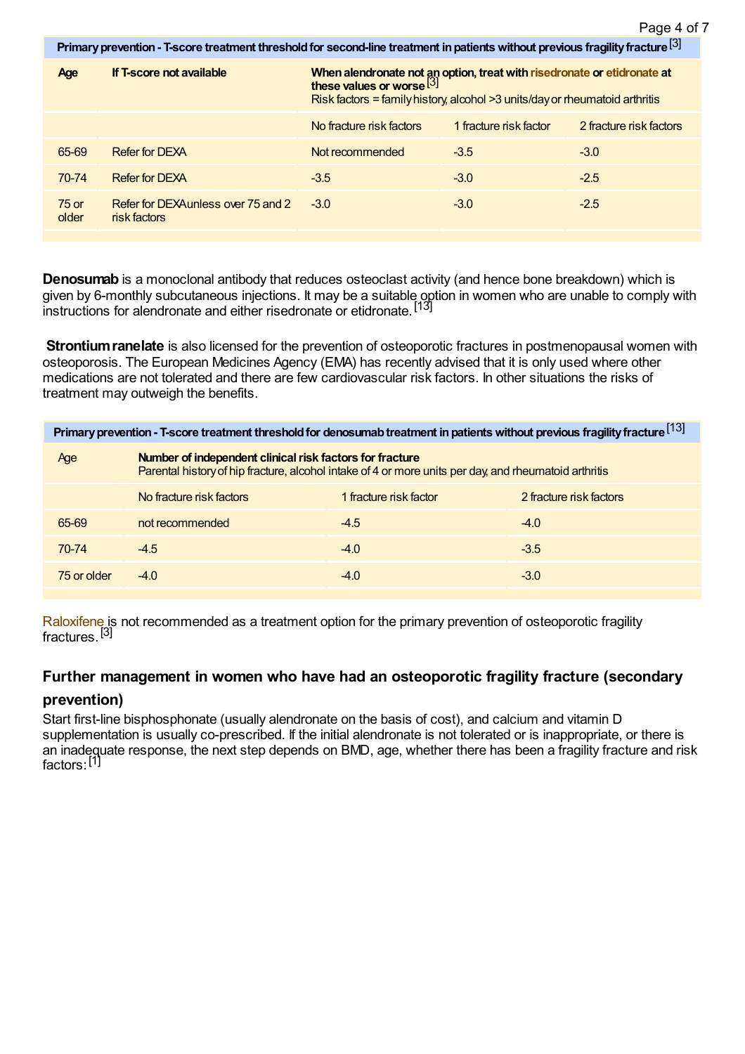| Primary prevention - T-score treatment threshold for second-line treatment in patients without previous fragility fracture [3] | | | | |
|---|---|---|---|---|
| **Age** | **If T-score not available** | **When alendronate not an option, treat with risedronate or etidronate at these values or worse** [3] Risk factors = family history, alcohol >3 units/day or rheumatoid arthritis | | |
| | | No fracture risk factors | 1 fracture risk factor | 2 fracture risk factors |
| 65-69 | Refer for DEXA | Not recommended | -3.5 | -3.0 |
| 70-74 | Refer for DEXA | -3.5 | -3.0 | -2.5 |
| 75 or older | Refer for DEXAunless over 75 and 2 risk factors | -3.0 | -3.0 | -2.5 |

**Denosumab** is a monoclonal antibody that reduces osteoclast activity (and hence bone breakdown) which is given by 6-monthly subcutaneous injections. It may be a suitable option in women who are unable to comply with instructions for alendronate and either risedronate or etidronate. [13]

**Strontium ranelate** is also licensed for the prevention of osteoporotic fractures in postmenopausal women with osteoporosis. The European Medicines Agency (EMA) has recently advised that it is only used where other medications are not tolerated and there are few cardiovascular risk factors. In other situations the risks of treatment may outweigh the benefits.

| Primary prevention - T-score treatment threshold for denosumab treatment in patients without previous fragility fracture [13] | | | |
|---|---|---|---|
| Age | **Number of independent clinical risk factors for fracture** Parental history of hip fracture, alcohol intake of 4 or more units per day, and rheumatoid arthritis | | |
| | No fracture risk factors | 1 fracture risk factor | 2 fracture risk factors |
| 65-69 | not recommended | -4.5 | -4.0 |
| 70-74 | -4.5 | -4.0 | -3.5 |
| 75 or older | -4.0 | -4.0 | -3.0 |

Raloxifene is not recommended as a treatment option for the primary prevention of osteoporotic fragility fractures. [3]

### Further management in women who have had an osteoporotic fragility fracture (secondary prevention)

Start first-line bisphosphonate (usually alendronate on the basis of cost), and calcium and vitamin D supplementation is usually co-prescribed. If the initial alendronate is not tolerated or is inappropriate, or there is an inadequate response, the next step depends on BMD, age, whether there has been a fragility fracture and risk factors: [1]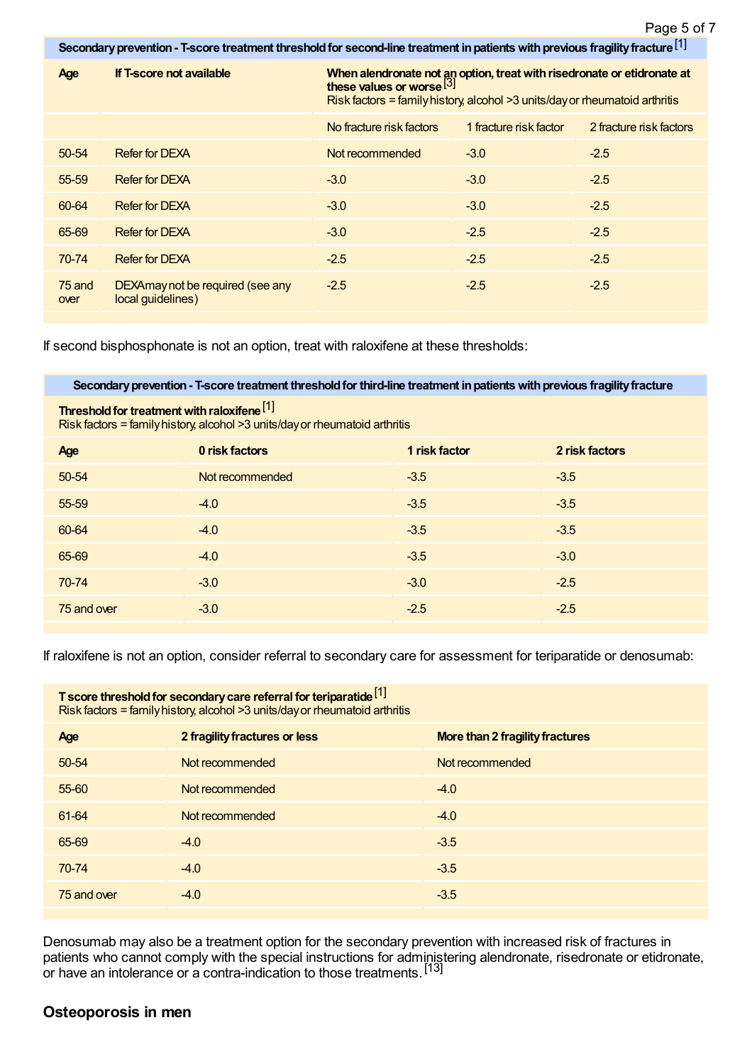| Secondary prevention - T-score treatment threshold for second-line treatment in patients with previous fragility fracture [1] | | | | |
|---|---|---|---|---|
| **Age** | **If T-score not available** | **When alendronate not an option, treat with risedronate or etidronate at these values or worse** [3] Risk factors = family history, alcohol >3 units/day or rheumatoid arthritis | | |
| | | No fracture risk factors | 1 fracture risk factor | 2 fracture risk factors |
| 50-54 | Refer for DEXA | Not recommended | -3.0 | -2.5 |
| 55-59 | Refer for DEXA | -3.0 | -3.0 | -2.5 |
| 60-64 | Refer for DEXA | -3.0 | -3.0 | -2.5 |
| 65-69 | Refer for DEXA | -3.0 | -2.5 | -2.5 |
| 70-74 | Refer for DEXA | -2.5 | -2.5 | -2.5 |
| 75 and over | DEXA may not be required (see any local guidelines) | -2.5 | -2.5 | -2.5 |

If second bisphosphonate is not an option, treat with raloxifene at these thresholds:

| Secondary prevention - T-score treatment threshold for third-line treatment in patients with previous fragility fracture | | | |
|---|---|---|---|
| **Threshold for treatment with raloxifene** [1] Risk factors = family history, alcohol >3 units/day or rheumatoid arthritis | | | |
| **Age** | **0 risk factors** | **1 risk factor** | **2 risk factors** |
| 50-54 | Not recommended | -3.5 | -3.5 |
| 55-59 | -4.0 | -3.5 | -3.5 |
| 60-64 | -4.0 | -3.5 | -3.5 |
| 65-69 | -4.0 | -3.5 | -3.0 |
| 70-74 | -3.0 | -3.0 | -2.5 |
| 75 and over | -3.0 | -2.5 | -2.5 |

If raloxifene is not an option, consider referral to secondary care for assessment for teriparatide or denosumab:

| **T score threshold for secondary care referral for teriparatide** [1] Risk factors = family history, alcohol >3 units/day or rheumatoid arthritis | | |
|---|---|---|
| **Age** | **2 fragility fractures or less** | **More than 2 fragility fractures** |
| 50-54 | Not recommended | Not recommended |
| 55-60 | Not recommended | -4.0 |
| 61-64 | Not recommended | -4.0 |
| 65-69 | -4.0 | -3.5 |
| 70-74 | -4.0 | -3.5 |
| 75 and over | -4.0 | -3.5 |

Denosumab may also be a treatment option for the secondary prevention with increased risk of fractures in patients who cannot comply with the special instructions for administering alendronate, risedronate or etidronate, or have an intolerance or a contra-indication to those treatments. [13]

## Osteoporosis in men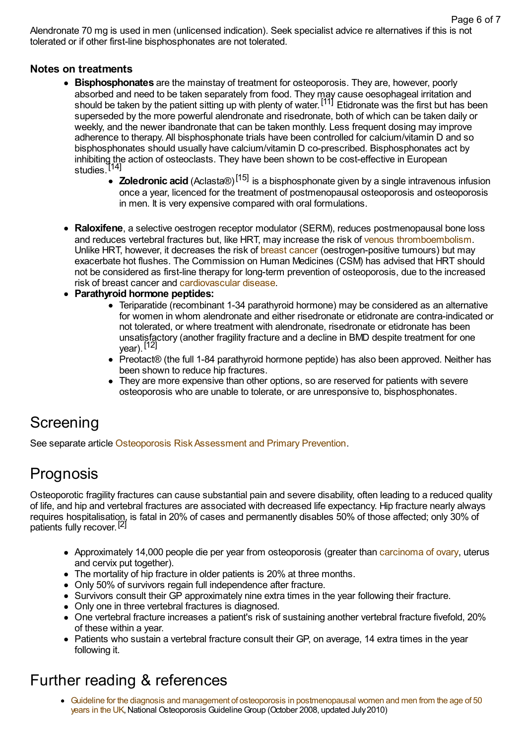Alendronate 70 mg is used in men (unlicensed indication). Seek specialist advice re alternatives if this is not tolerated or if other first-line bisphosphonates are not tolerated.

### Notes on treatments

- **Bisphosphonates** are the mainstay of treatment for osteoporosis. They are, however, poorly absorbed and need to be taken separately from food. They may cause oesophageal irritation and should be taken by the patient sitting up with plenty of water.[11] Etidronate was the first but has been superseded by the more powerful alendronate and risedronate, both of which can be taken daily or weekly, and the newer ibandronate that can be taken monthly. Less frequent dosing may improve adherence to therapy. All bisphosphonate trials have been controlled for calcium/vitamin D and so bisphosphonates should usually have calcium/vitamin D co-prescribed. Bisphosphonates act by inhibiting the action of osteoclasts. They have been shown to be cost-effective in European studies.[14]
  - **Zoledronic acid** (Aclasta®)[15] is a bisphosphonate given by a single intravenous infusion once a year, licenced for the treatment of postmenopausal osteoporosis and osteoporosis in men. It is very expensive compared with oral formulations.
- **Raloxifene**, a selective oestrogen receptor modulator (SERM), reduces postmenopausal bone loss and reduces vertebral fractures but, like HRT, may increase the risk of venous thromboembolism. Unlike HRT, however, it decreases the risk of breast cancer (oestrogen-positive tumours) but may exacerbate hot flushes. The Commission on Human Medicines (CSM) has advised that HRT should not be considered as first-line therapy for long-term prevention of osteoporosis, due to the increased risk of breast cancer and cardiovascular disease.
- **Parathyroid hormone peptides:**
  - Teriparatide (recombinant 1-34 parathyroid hormone) may be considered as an alternative for women in whom alendronate and either risedronate or etidronate are contra-indicated or not tolerated, or where treatment with alendronate, risedronate or etidronate has been unsatisfactory (another fragility fracture and a decline in BMD despite treatment for one year).[12]
  - Preotact® (the full 1-84 parathyroid hormone peptide) has also been approved. Neither has been shown to reduce hip fractures.
  - They are more expensive than other options, so are reserved for patients with severe osteoporosis who are unable to tolerate, or are unresponsive to, bisphosphonates.

## Screening

See separate article Osteoporosis Risk Assessment and Primary Prevention.

## Prognosis

Osteoporotic fragility fractures can cause substantial pain and severe disability, often leading to a reduced quality of life, and hip and vertebral fractures are associated with decreased life expectancy. Hip fracture nearly always requires hospitalisation, is fatal in 20% of cases and permanently disables 50% of those affected; only 30% of patients fully recover.[2]

- Approximately 14,000 people die per year from osteoporosis (greater than carcinoma of ovary, uterus and cervix put together).
- The mortality of hip fracture in older patients is 20% at three months.
- Only 50% of survivors regain full independence after fracture.
- Survivors consult their GP approximately nine extra times in the year following their fracture.
- Only one in three vertebral fractures is diagnosed.
- One vertebral fracture increases a patient's risk of sustaining another vertebral fracture fivefold, 20% of these within a year.
- Patients who sustain a vertebral fracture consult their GP, on average, 14 extra times in the year following it.

## Further reading & references

- Guideline for the diagnosis and management of osteoporosis in postmenopausal women and men from the age of 50 years in the UK, National Osteoporosis Guideline Group (October 2008, updated July 2010)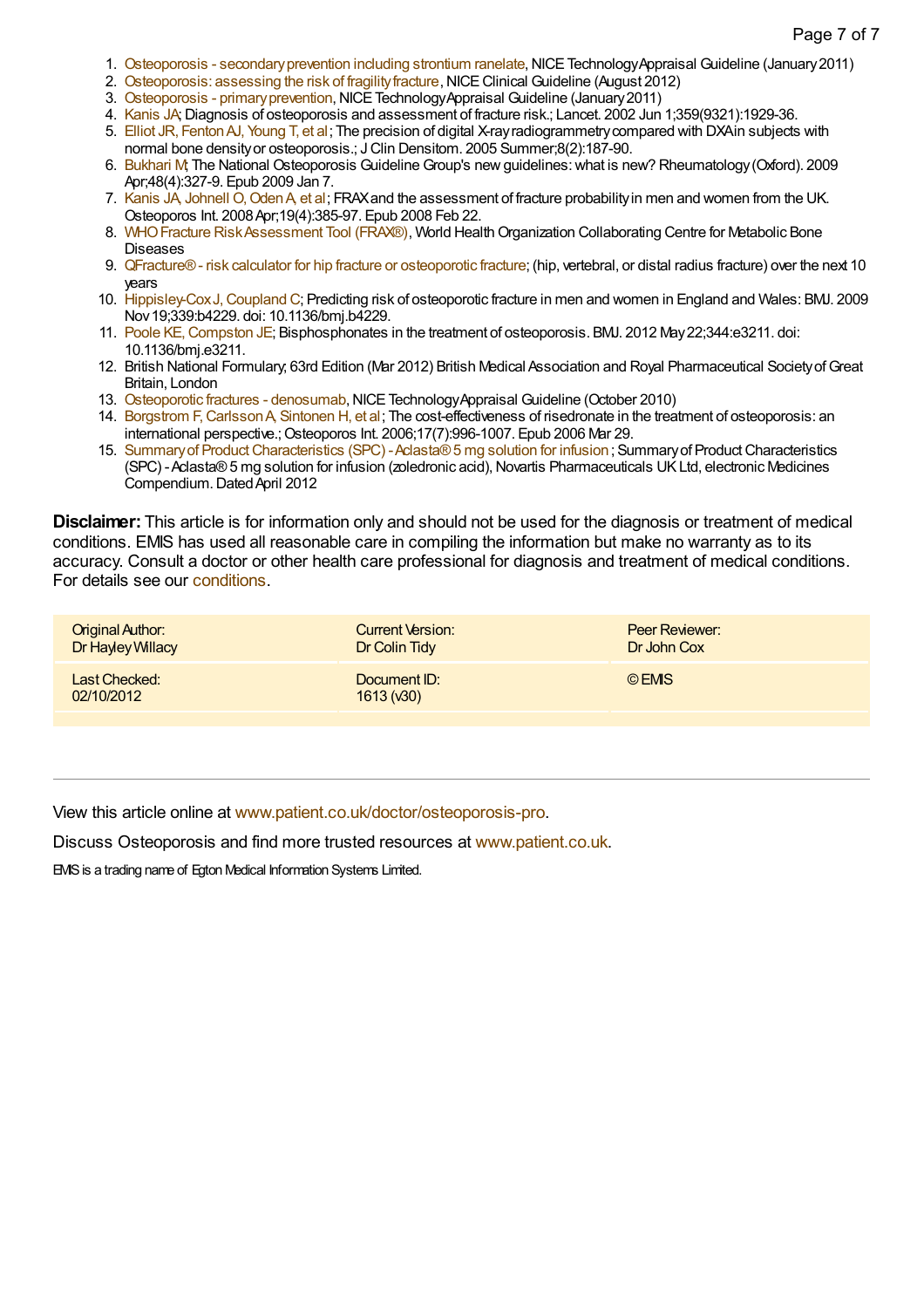1. Osteoporosis - secondary prevention including strontium ranelate, NICE Technology Appraisal Guideline (January 2011)
2. Osteoporosis: assessing the risk of fragility fracture, NICE Clinical Guideline (August 2012)
3. Osteoporosis - primary prevention, NICE Technology Appraisal Guideline (January 2011)
4. Kanis JA; Diagnosis of osteoporosis and assessment of fracture risk.; Lancet. 2002 Jun 1;359(9321):1929-36.
5. Elliot JR, Fenton AJ, Young T, et al; The precision of digital X-ray radiogrammetry compared with DXA in subjects with normal bone density or osteoporosis.; J Clin Densitom. 2005 Summer;8(2):187-90.
6. Bukhari M; The National Osteoporosis Guideline Group's new guidelines: what is new? Rheumatology (Oxford). 2009 Apr;48(4):327-9. Epub 2009 Jan 7.
7. Kanis JA, Johnell O, Oden A, et al; FRAX and the assessment of fracture probability in men and women from the UK. Osteoporos Int. 2008 Apr;19(4):385-97. Epub 2008 Feb 22.
8. WHO Fracture Risk Assessment Tool (FRAX®), World Health Organization Collaborating Centre for Metabolic Bone Diseases
9. QFracture® - risk calculator for hip fracture or osteoporotic fracture; (hip, vertebral, or distal radius fracture) over the next 10 years
10. Hippisley-Cox J, Coupland C; Predicting risk of osteoporotic fracture in men and women in England and Wales: BMJ. 2009 Nov 19;339:b4229. doi: 10.1136/bmj.b4229.
11. Poole KE, Compston JE; Bisphosphonates in the treatment of osteoporosis. BMJ. 2012 May 22;344:e3211. doi: 10.1136/bmj.e3211.
12. British National Formulary; 63rd Edition (Mar 2012) British Medical Association and Royal Pharmaceutical Society of Great Britain, London
13. Osteoporotic fractures - denosumab, NICE Technology Appraisal Guideline (October 2010)
14. Borgstrom F, Carlsson A, Sintonen H, et al; The cost-effectiveness of risedronate in the treatment of osteoporosis: an international perspective.; Osteoporos Int. 2006;17(7):996-1007. Epub 2006 Mar 29.
15. Summary of Product Characteristics (SPC) - Aclasta® 5 mg solution for infusion; Summary of Product Characteristics (SPC) - Aclasta® 5 mg solution for infusion (zoledronic acid), Novartis Pharmaceuticals UK Ltd, electronic Medicines Compendium. Dated April 2012

**Disclaimer:** This article is for information only and should not be used for the diagnosis or treatment of medical conditions. EMIS has used all reasonable care in compiling the information but make no warranty as to its accuracy. Consult a doctor or other health care professional for diagnosis and treatment of medical conditions. For details see our conditions.

| | | |
|---|---|---|
| Original Author: Dr Hayley Willacy | Current Version: Dr Colin Tidy | Peer Reviewer: Dr John Cox |
| Last Checked: 02/10/2012 | Document ID: 1613 (v30) | © EMIS |

View this article online at www.patient.co.uk/doctor/osteoporosis-pro.

Discuss Osteoporosis and find more trusted resources at www.patient.co.uk.

EMIS is a trading name of Egton Medical Information Systems Limited.